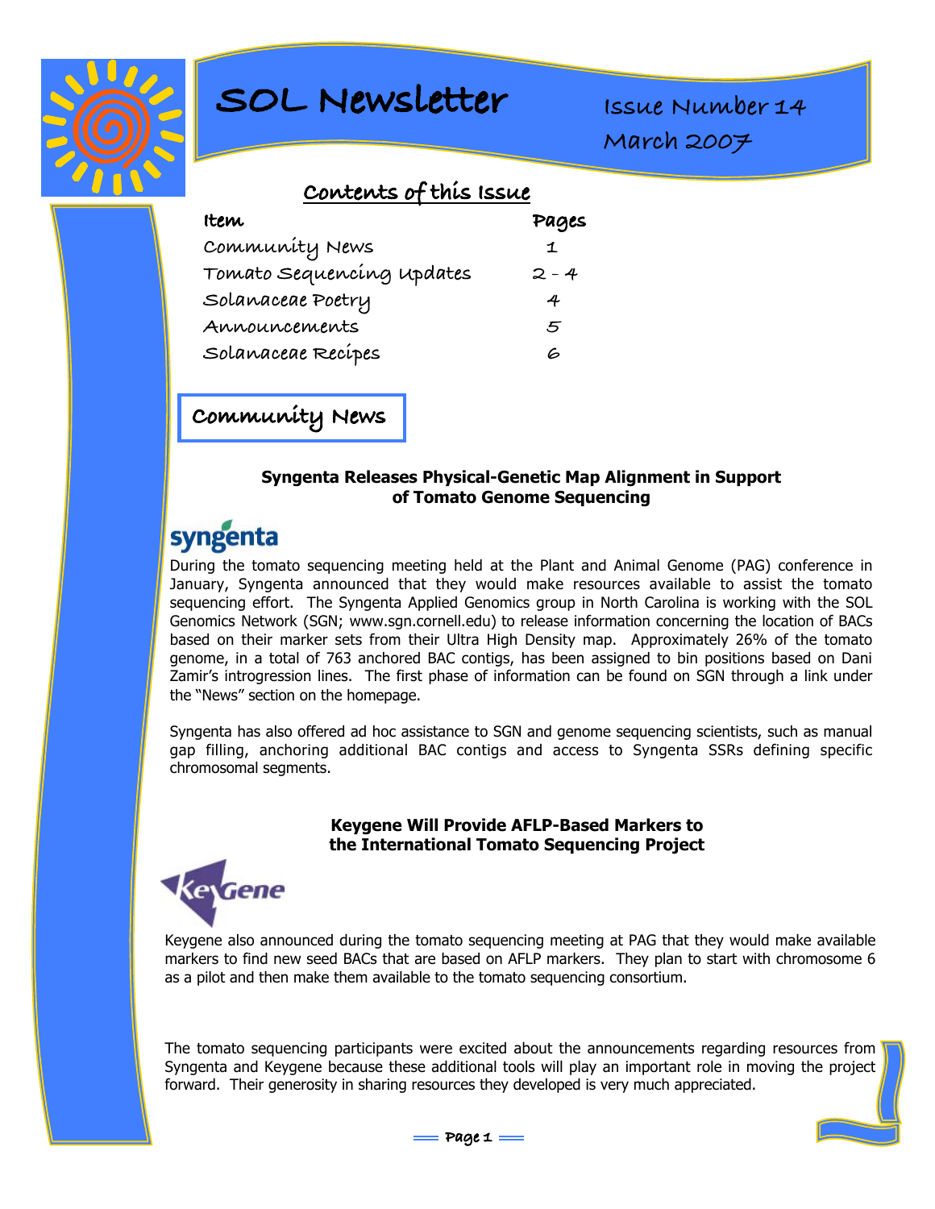# SOL Newsletter

Issue Number 14

March 2007

## Contents of this Issue

| Item | Pages |
| --- | --- |
| Community News | 1 |
| Tomato Sequencing Updates | 2 - 4 |
| Solanaceae Poetry | 4 |
| Announcements | 5 |
| Solanaceae Recipes | 6 |

## Community News

### Syngenta Releases Physical-Genetic Map Alignment in Support of Tomato Genome Sequencing

During the tomato sequencing meeting held at the Plant and Animal Genome (PAG) conference in January, Syngenta announced that they would make resources available to assist the tomato sequencing effort. The Syngenta Applied Genomics group in North Carolina is working with the SOL Genomics Network (SGN; www.sgn.cornell.edu) to release information concerning the location of BACs based on their marker sets from their Ultra High Density map. Approximately 26% of the tomato genome, in a total of 763 anchored BAC contigs, has been assigned to bin positions based on Dani Zamir's introgression lines. The first phase of information can be found on SGN through a link under the "News" section on the homepage.

Syngenta has also offered ad hoc assistance to SGN and genome sequencing scientists, such as manual gap filling, anchoring additional BAC contigs and access to Syngenta SSRs defining specific chromosomal segments.

### Keygene Will Provide AFLP-Based Markers to the International Tomato Sequencing Project

Keygene also announced during the tomato sequencing meeting at PAG that they would make available markers to find new seed BACs that are based on AFLP markers. They plan to start with chromosome 6 as a pilot and then make them available to the tomato sequencing consortium.

The tomato sequencing participants were excited about the announcements regarding resources from Syngenta and Keygene because these additional tools will play an important role in moving the project forward. Their generosity in sharing resources they developed is very much appreciated.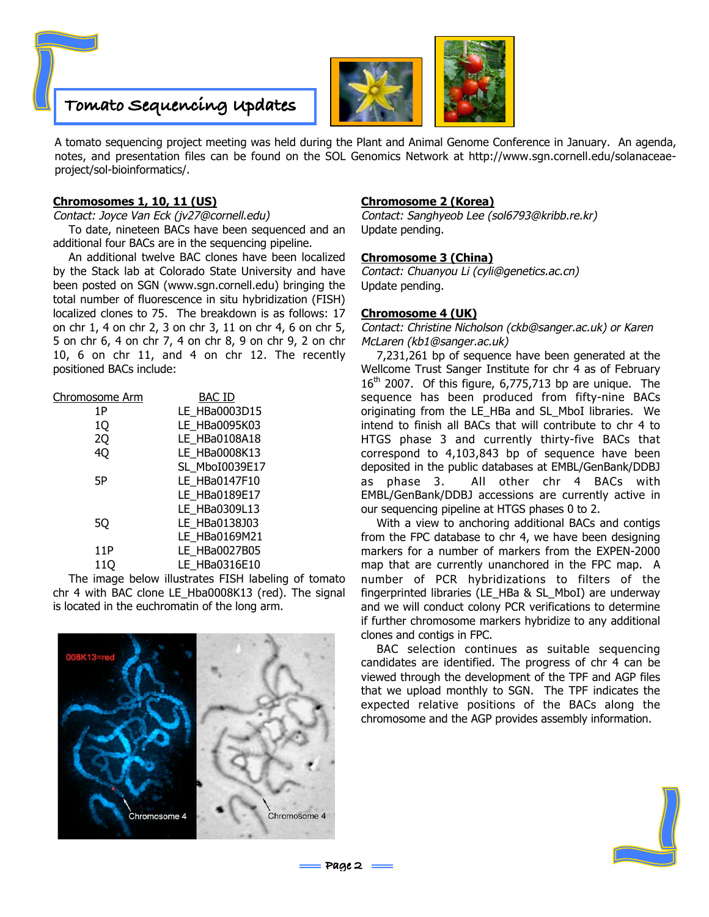# Tomato Sequencing Updates

A tomato sequencing project meeting was held during the Plant and Animal Genome Conference in January. An agenda, notes, and presentation files can be found on the SOL Genomics Network at http://www.sgn.cornell.edu/solanaceae-project/sol-bioinformatics/.

## Chromosomes 1, 10, 11 (US)

*Contact: Joyce Van Eck (jv27@cornell.edu)*

To date, nineteen BACs have been sequenced and an additional four BACs are in the sequencing pipeline.

An additional twelve BAC clones have been localized by the Stack lab at Colorado State University and have been posted on SGN (www.sgn.cornell.edu) bringing the total number of fluorescence in situ hybridization (FISH) localized clones to 75. The breakdown is as follows: 17 on chr 1, 4 on chr 2, 3 on chr 3, 11 on chr 4, 6 on chr 5, 5 on chr 6, 4 on chr 7, 4 on chr 8, 9 on chr 9, 2 on chr 10, 6 on chr 11, and 4 on chr 12. The recently positioned BACs include:

| Chromosome Arm | BAC ID |
|---|---|
| 1P | LE_HBa0003D15 |
| 1Q | LE_HBa0095K03 |
| 2Q | LE_HBa0108A18 |
| 4Q | LE_HBa0008K13 |
| | SL_MboI0039E17 |
| 5P | LE_HBa0147F10 |
| | LE_HBa0189E17 |
| | LE_HBa0309L13 |
| 5Q | LE_HBa0138J03 |
| | LE_HBa0169M21 |
| 11P | LE_HBa0027B05 |
| 11Q | LE_HBa0316E10 |

The image below illustrates FISH labeling of tomato chr 4 with BAC clone LE_Hba0008K13 (red). The signal is located in the euchromatin of the long arm.

## Chromosome 2 (Korea)

*Contact: Sanghyeob Lee (sol6793@kribb.re.kr)*

Update pending.

## Chromosome 3 (China)

*Contact: Chuanyou Li (cyli@genetics.ac.cn)*

Update pending.

## Chromosome 4 (UK)

*Contact: Christine Nicholson (ckb@sanger.ac.uk) or Karen McLaren (kb1@sanger.ac.uk)*

7,231,261 bp of sequence have been generated at the Wellcome Trust Sanger Institute for chr 4 as of February 16th 2007. Of this figure, 6,775,713 bp are unique. The sequence has been produced from fifty-nine BACs originating from the LE_HBa and SL_MboI libraries. We intend to finish all BACs that will contribute to chr 4 to HTGS phase 3 and currently thirty-five BACs that correspond to 4,103,843 bp of sequence have been deposited in the public databases at EMBL/GenBank/DDBJ as phase 3. All other chr 4 BACs with EMBL/GenBank/DDBJ accessions are currently active in our sequencing pipeline at HTGS phases 0 to 2.

With a view to anchoring additional BACs and contigs from the FPC database to chr 4, we have been designing markers for a number of markers from the EXPEN-2000 map that are currently unanchored in the FPC map. A number of PCR hybridizations to filters of the fingerprinted libraries (LE_HBa & SL_MboI) are underway and we will conduct colony PCR verifications to determine if further chromosome markers hybridize to any additional clones and contigs in FPC.

BAC selection continues as suitable sequencing candidates are identified. The progress of chr 4 can be viewed through the development of the TPF and AGP files that we upload monthly to SGN. The TPF indicates the expected relative positions of the BACs along the chromosome and the AGP provides assembly information.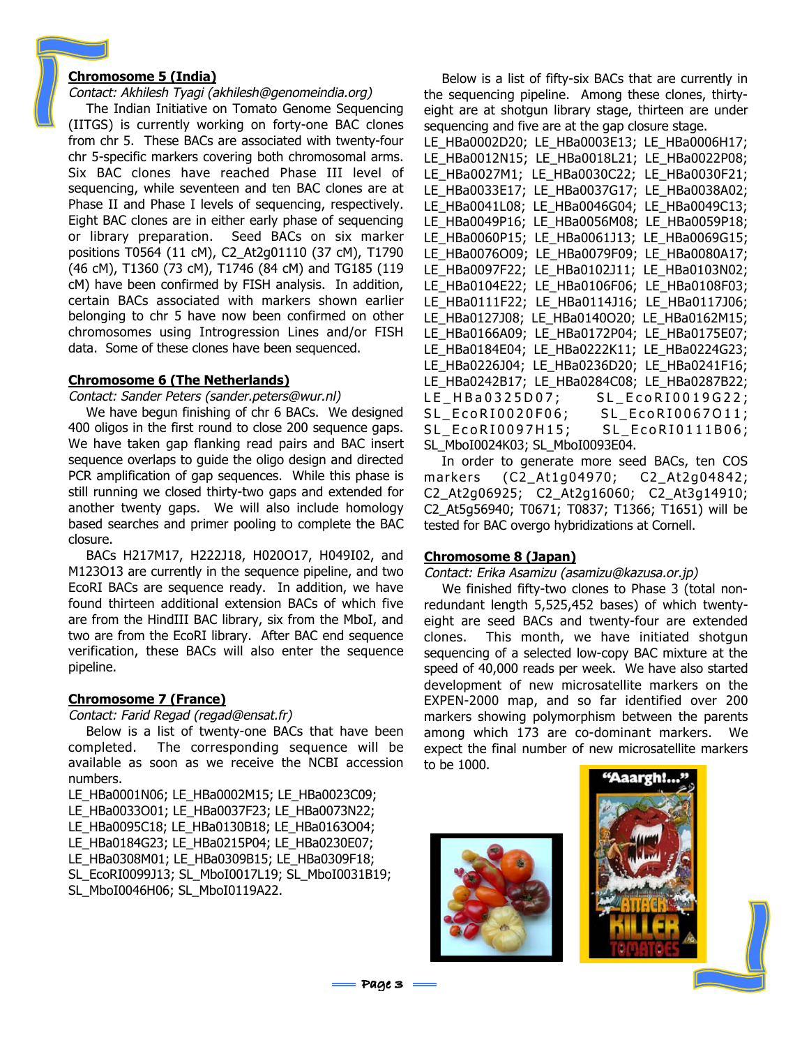## Chromosome 5 (India)

*Contact: Akhilesh Tyagi (akhilesh@genomeindia.org)*

The Indian Initiative on Tomato Genome Sequencing (IITGS) is currently working on forty-one BAC clones from chr 5. These BACs are associated with twenty-four chr 5-specific markers covering both chromosomal arms. Six BAC clones have reached Phase III level of sequencing, while seventeen and ten BAC clones are at Phase II and Phase I levels of sequencing, respectively. Eight BAC clones are in either early phase of sequencing or library preparation. Seed BACs on six marker positions T0564 (11 cM), C2_At2g01110 (37 cM), T1790 (46 cM), T1360 (73 cM), T1746 (84 cM) and TG185 (119 cM) have been confirmed by FISH analysis. In addition, certain BACs associated with markers shown earlier belonging to chr 5 have now been confirmed on other chromosomes using Introgression Lines and/or FISH data. Some of these clones have been sequenced.

## Chromosome 6 (The Netherlands)

*Contact: Sander Peters (sander.peters@wur.nl)*

We have begun finishing of chr 6 BACs. We designed 400 oligos in the first round to close 200 sequence gaps. We have taken gap flanking read pairs and BAC insert sequence overlaps to guide the oligo design and directed PCR amplification of gap sequences. While this phase is still running we closed thirty-two gaps and extended for another twenty gaps. We will also include homology based searches and primer pooling to complete the BAC closure.

BACs H217M17, H222J18, H020O17, H049I02, and M123O13 are currently in the sequence pipeline, and two EcoRI BACs are sequence ready. In addition, we have found thirteen additional extension BACs of which five are from the HindIII BAC library, six from the MboI, and two are from the EcoRI library. After BAC end sequence verification, these BACs will also enter the sequence pipeline.

## Chromosome 7 (France)

*Contact: Farid Regad (regad@ensat.fr)*

Below is a list of twenty-one BACs that have been completed. The corresponding sequence will be available as soon as we receive the NCBI accession numbers.

LE_HBa0001N06; LE_HBa0002M15; LE_HBa0023C09; LE_HBa0033O01; LE_HBa0037F23; LE_HBa0073N22; LE_HBa0095C18; LE_HBa0130B18; LE_HBa0163O04; LE_HBa0184G23; LE_HBa0215P04; LE_HBa0230E07; LE_HBa0308M01; LE_HBa0309B15; LE_HBa0309F18; SL_EcoRI0099J13; SL_MboI0017L19; SL_MboI0031B19; SL_MboI0046H06; SL_MboI0119A22.

Below is a list of fifty-six BACs that are currently in the sequencing pipeline. Among these clones, thirty-eight are at shotgun library stage, thirteen are under sequencing and five are at the gap closure stage.

LE_HBa0002D20; LE_HBa0003E13; LE_HBa0006H17; LE_HBa0012N15; LE_HBa0018L21; LE_HBa0022P08; LE_HBa0027M1; LE_HBa0030C22; LE_HBa0030F21; LE_HBa0033E17; LE_HBa0037G17; LE_HBa0038A02; LE_HBa0041L08; LE_HBa0046G04; LE_HBa0049C13; LE_HBa0049P16; LE_HBa0056M08; LE_HBa0059P18; LE_HBa0060P15; LE_HBa0061J13; LE_HBa0069G15; LE_HBa0076O09; LE_HBa0079F09; LE_HBa0080A17; LE_HBa0097F22; LE_HBa0102J11; LE_HBa0103N02; LE_HBa0104E22; LE_HBa0106F06; LE_HBa0108F03; LE_HBa0111F22; LE_HBa0114J16; LE_HBa0117J06; LE_HBa0127J08; LE_HBa0140O20; LE_HBa0162M15; LE_HBa0166A09; LE_HBa0172P04; LE_HBa0175E07; LE_HBa0184E04; LE_HBa0222K11; LE_HBa0224G23; LE_HBa0226J04; LE_HBa0236D20; LE_HBa0241F16; LE_HBa0242B17; LE_HBa0284C08; LE_HBa0287B22; LE_HBa0325D07; SL_EcoRI0019G22; SL_EcoRI0020F06; SL_EcoRI0067O11; SL_EcoRI0097H15; SL_EcoRI0111B06; SL_MboI0024K03; SL_MboI0093E04.

In order to generate more seed BACs, ten COS markers (C2_At1g04970; C2_At2g04842; C2_At2g06925; C2_At2g16060; C2_At3g14910; C2_At5g56940; T0671; T0837; T1366; T1651) will be tested for BAC overgo hybridizations at Cornell.

## Chromosome 8 (Japan)

*Contact: Erika Asamizu (asamizu@kazusa.or.jp)*

We finished fifty-two clones to Phase 3 (total non-redundant length 5,525,452 bases) of which twenty-eight are seed BACs and twenty-four are extended clones. This month, we have initiated shotgun sequencing of a selected low-copy BAC mixture at the speed of 40,000 reads per week. We have also started development of new microsatellite markers on the EXPEN-2000 map, and so far identified over 200 markers showing polymorphism between the parents among which 173 are co-dominant markers. We expect the final number of new microsatellite markers to be 1000.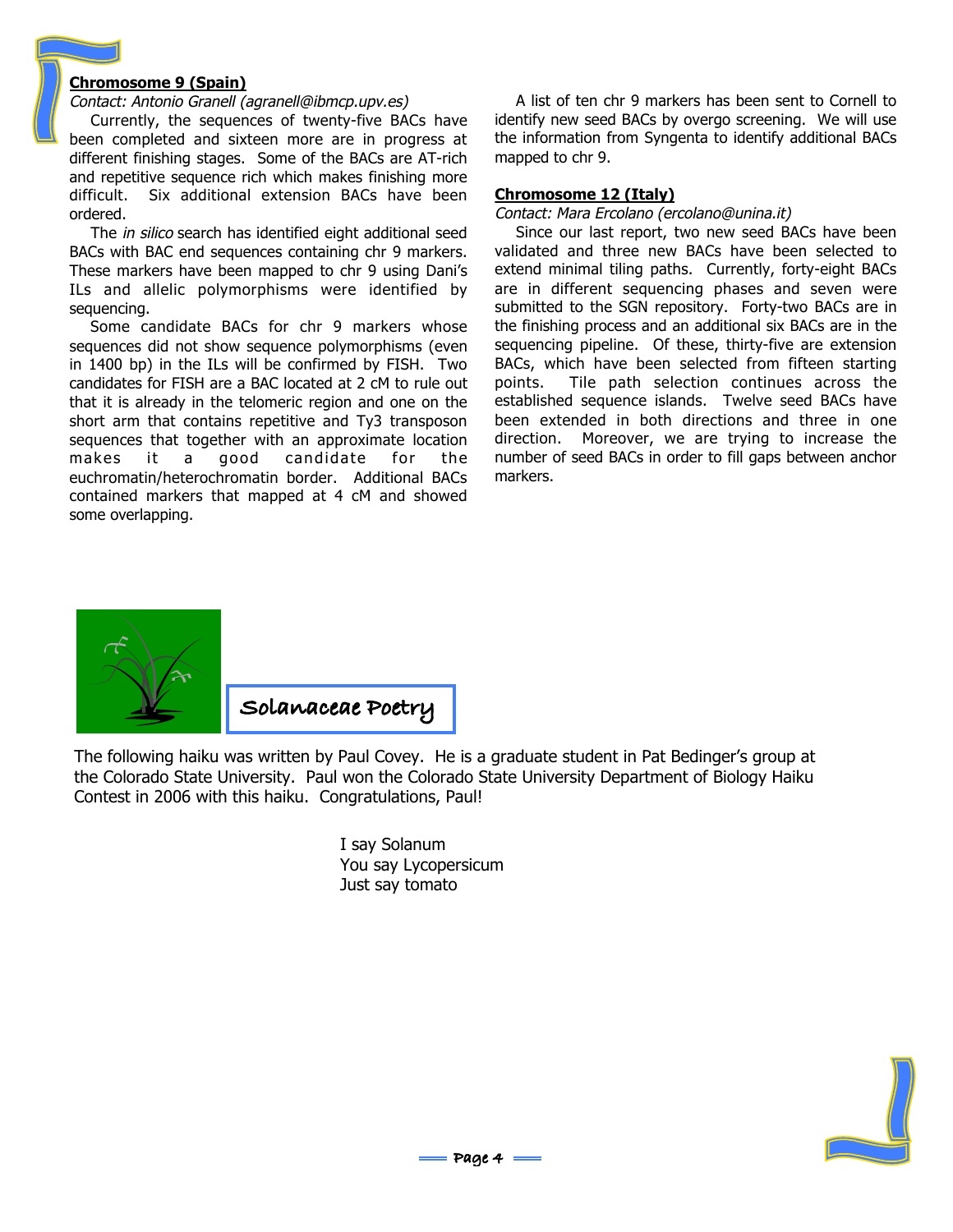## Chromosome 9 (Spain)

*Contact: Antonio Granell (agranell@ibmcp.upv.es)*

Currently, the sequences of twenty-five BACs have been completed and sixteen more are in progress at different finishing stages. Some of the BACs are AT-rich and repetitive sequence rich which makes finishing more difficult. Six additional extension BACs have been ordered.

The *in silico* search has identified eight additional seed BACs with BAC end sequences containing chr 9 markers. These markers have been mapped to chr 9 using Dani's ILs and allelic polymorphisms were identified by sequencing.

Some candidate BACs for chr 9 markers whose sequences did not show sequence polymorphisms (even in 1400 bp) in the ILs will be confirmed by FISH. Two candidates for FISH are a BAC located at 2 cM to rule out that it is already in the telomeric region and one on the short arm that contains repetitive and Ty3 transposon sequences that together with an approximate location makes it a good candidate for the euchromatin/heterochromatin border. Additional BACs contained markers that mapped at 4 cM and showed some overlapping.

A list of ten chr 9 markers has been sent to Cornell to identify new seed BACs by overgo screening. We will use the information from Syngenta to identify additional BACs mapped to chr 9.

## Chromosome 12 (Italy)

*Contact: Mara Ercolano (ercolano@unina.it)*

Since our last report, two new seed BACs have been validated and three new BACs have been selected to extend minimal tiling paths. Currently, forty-eight BACs are in different sequencing phases and seven were submitted to the SGN repository. Forty-two BACs are in the finishing process and an additional six BACs are in the sequencing pipeline. Of these, thirty-five are extension BACs, which have been selected from fifteen starting points. Tile path selection continues across the established sequence islands. Twelve seed BACs have been extended in both directions and three in one direction. Moreover, we are trying to increase the number of seed BACs in order to fill gaps between anchor markers.

## Solanaceae Poetry

The following haiku was written by Paul Covey. He is a graduate student in Pat Bedinger's group at the Colorado State University. Paul won the Colorado State University Department of Biology Haiku Contest in 2006 with this haiku. Congratulations, Paul!

I say Solanum  
You say Lycopersicum  
Just say tomato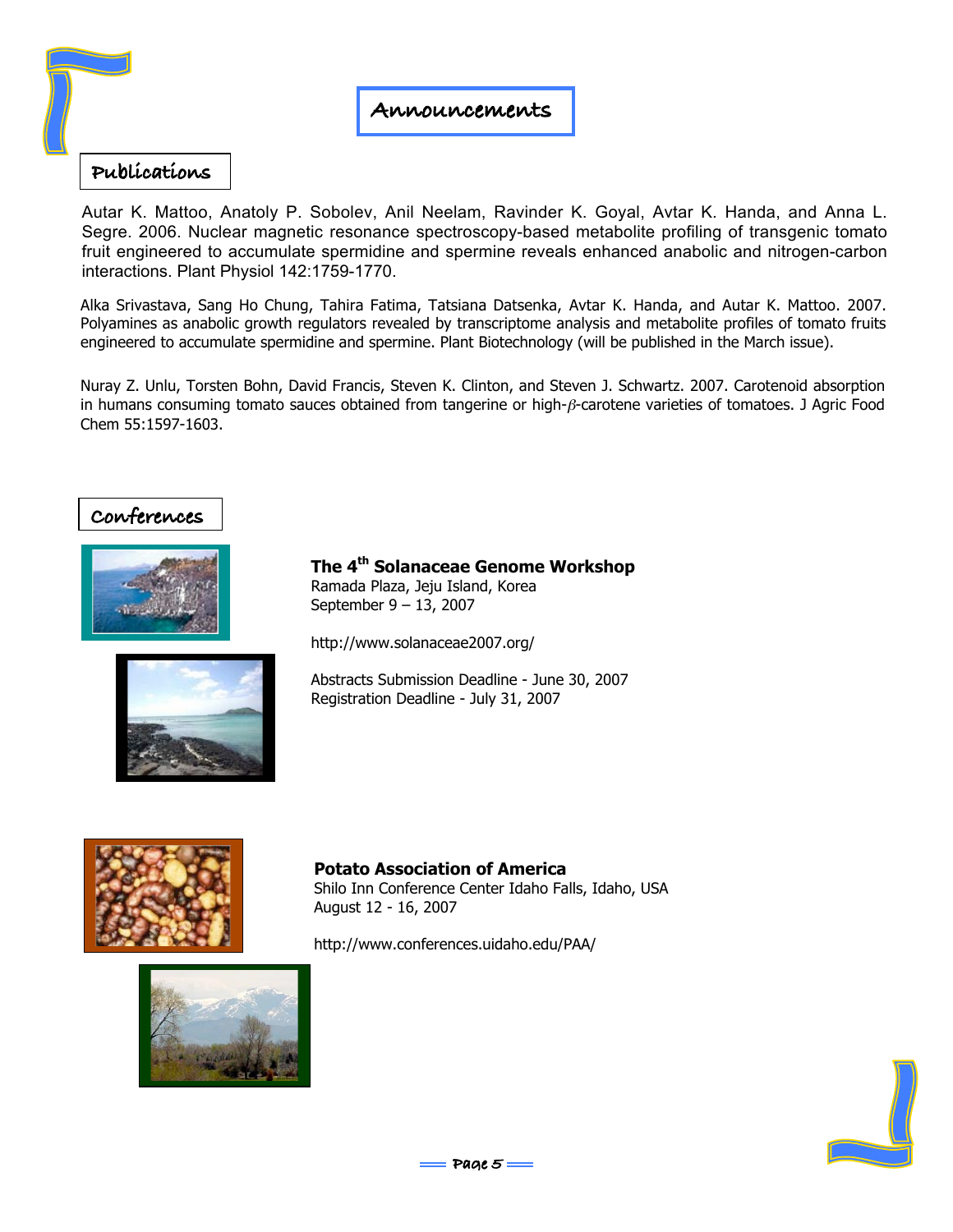# Announcements

## Publications

Autar K. Mattoo, Anatoly P. Sobolev, Anil Neelam, Ravinder K. Goyal, Avtar K. Handa, and Anna L. Segre. 2006. Nuclear magnetic resonance spectroscopy-based metabolite profiling of transgenic tomato fruit engineered to accumulate spermidine and spermine reveals enhanced anabolic and nitrogen-carbon interactions. Plant Physiol 142:1759-1770.

Alka Srivastava, Sang Ho Chung, Tahira Fatima, Tatsiana Datsenka, Avtar K. Handa, and Autar K. Mattoo. 2007. Polyamines as anabolic growth regulators revealed by transcriptome analysis and metabolite profiles of tomato fruits engineered to accumulate spermidine and spermine. Plant Biotechnology (will be published in the March issue).

Nuray Z. Unlu, Torsten Bohn, David Francis, Steven K. Clinton, and Steven J. Schwartz. 2007. Carotenoid absorption in humans consuming tomato sauces obtained from tangerine or high-$\beta$-carotene varieties of tomatoes. J Agric Food Chem 55:1597-1603.

## Conferences

**The 4th Solanaceae Genome Workshop**
Ramada Plaza, Jeju Island, Korea
September 9 – 13, 2007

http://www.solanaceae2007.org/

Abstracts Submission Deadline - June 30, 2007
Registration Deadline - July 31, 2007

**Potato Association of America**
Shilo Inn Conference Center Idaho Falls, Idaho, USA
August 12 - 16, 2007

http://www.conferences.uidaho.edu/PAA/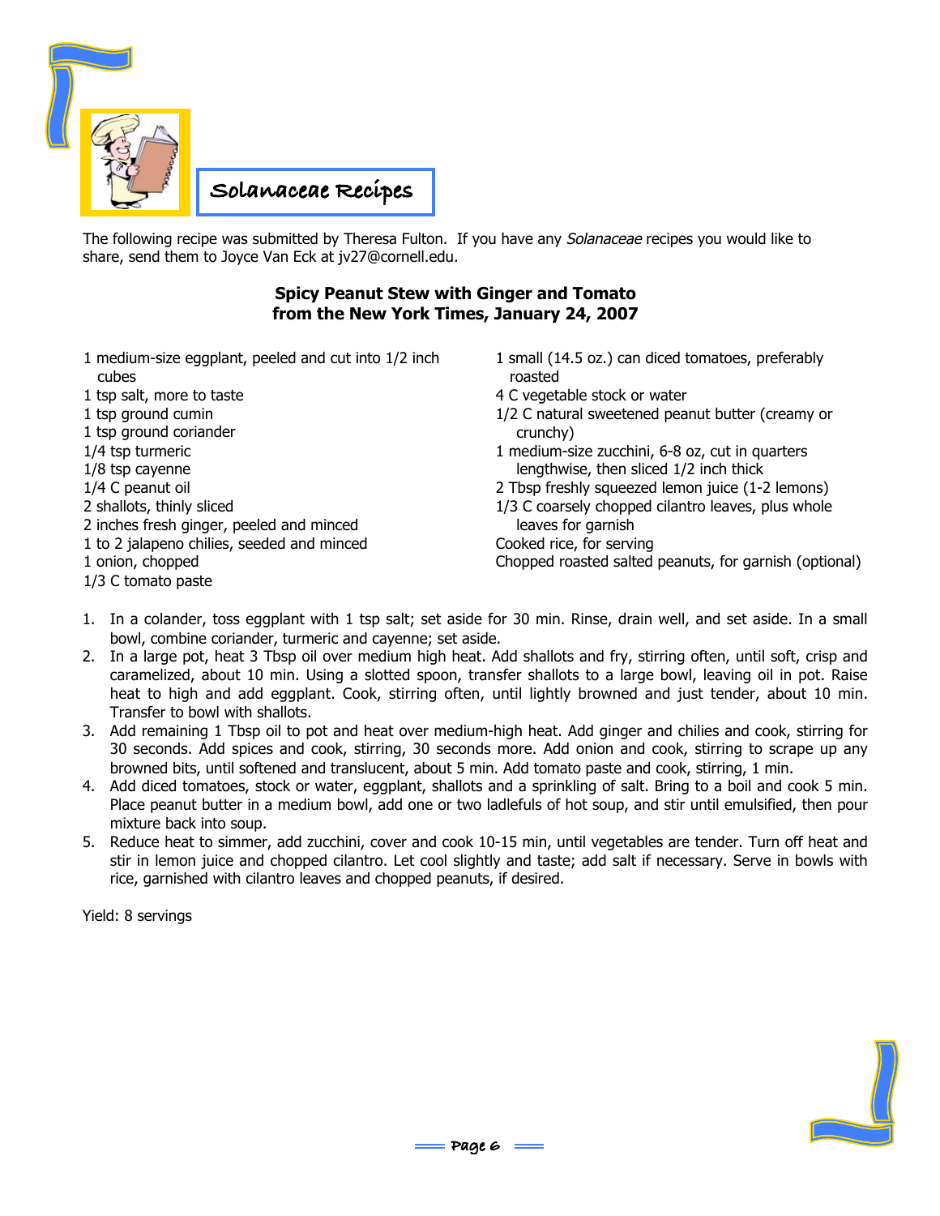# Solanaceae Recipes

The following recipe was submitted by Theresa Fulton. If you have any *Solanaceae* recipes you would like to share, send them to Joyce Van Eck at jv27@cornell.edu.

## Spicy Peanut Stew with Ginger and Tomato
## from the New York Times, January 24, 2007

1 medium-size eggplant, peeled and cut into 1/2 inch cubes
1 tsp salt, more to taste
1 tsp ground cumin
1 tsp ground coriander
1/4 tsp turmeric
1/8 tsp cayenne
1/4 C peanut oil
2 shallots, thinly sliced
2 inches fresh ginger, peeled and minced
1 to 2 jalapeno chilies, seeded and minced
1 onion, chopped
1/3 C tomato paste
1 small (14.5 oz.) can diced tomatoes, preferably roasted
4 C vegetable stock or water
1/2 C natural sweetened peanut butter (creamy or crunchy)
1 medium-size zucchini, 6-8 oz, cut in quarters lengthwise, then sliced 1/2 inch thick
2 Tbsp freshly squeezed lemon juice (1-2 lemons)
1/3 C coarsely chopped cilantro leaves, plus whole leaves for garnish
Cooked rice, for serving
Chopped roasted salted peanuts, for garnish (optional)

1. In a colander, toss eggplant with 1 tsp salt; set aside for 30 min. Rinse, drain well, and set aside. In a small bowl, combine coriander, turmeric and cayenne; set aside.
2. In a large pot, heat 3 Tbsp oil over medium high heat. Add shallots and fry, stirring often, until soft, crisp and caramelized, about 10 min. Using a slotted spoon, transfer shallots to a large bowl, leaving oil in pot. Raise heat to high and add eggplant. Cook, stirring often, until lightly browned and just tender, about 10 min. Transfer to bowl with shallots.
3. Add remaining 1 Tbsp oil to pot and heat over medium-high heat. Add ginger and chilies and cook, stirring for 30 seconds. Add spices and cook, stirring, 30 seconds more. Add onion and cook, stirring to scrape up any browned bits, until softened and translucent, about 5 min. Add tomato paste and cook, stirring, 1 min.
4. Add diced tomatoes, stock or water, eggplant, shallots and a sprinkling of salt. Bring to a boil and cook 5 min. Place peanut butter in a medium bowl, add one or two ladlefuls of hot soup, and stir until emulsified, then pour mixture back into soup.
5. Reduce heat to simmer, add zucchini, cover and cook 10-15 min, until vegetables are tender. Turn off heat and stir in lemon juice and chopped cilantro. Let cool slightly and taste; add salt if necessary. Serve in bowls with rice, garnished with cilantro leaves and chopped peanuts, if desired.

Yield: 8 servings